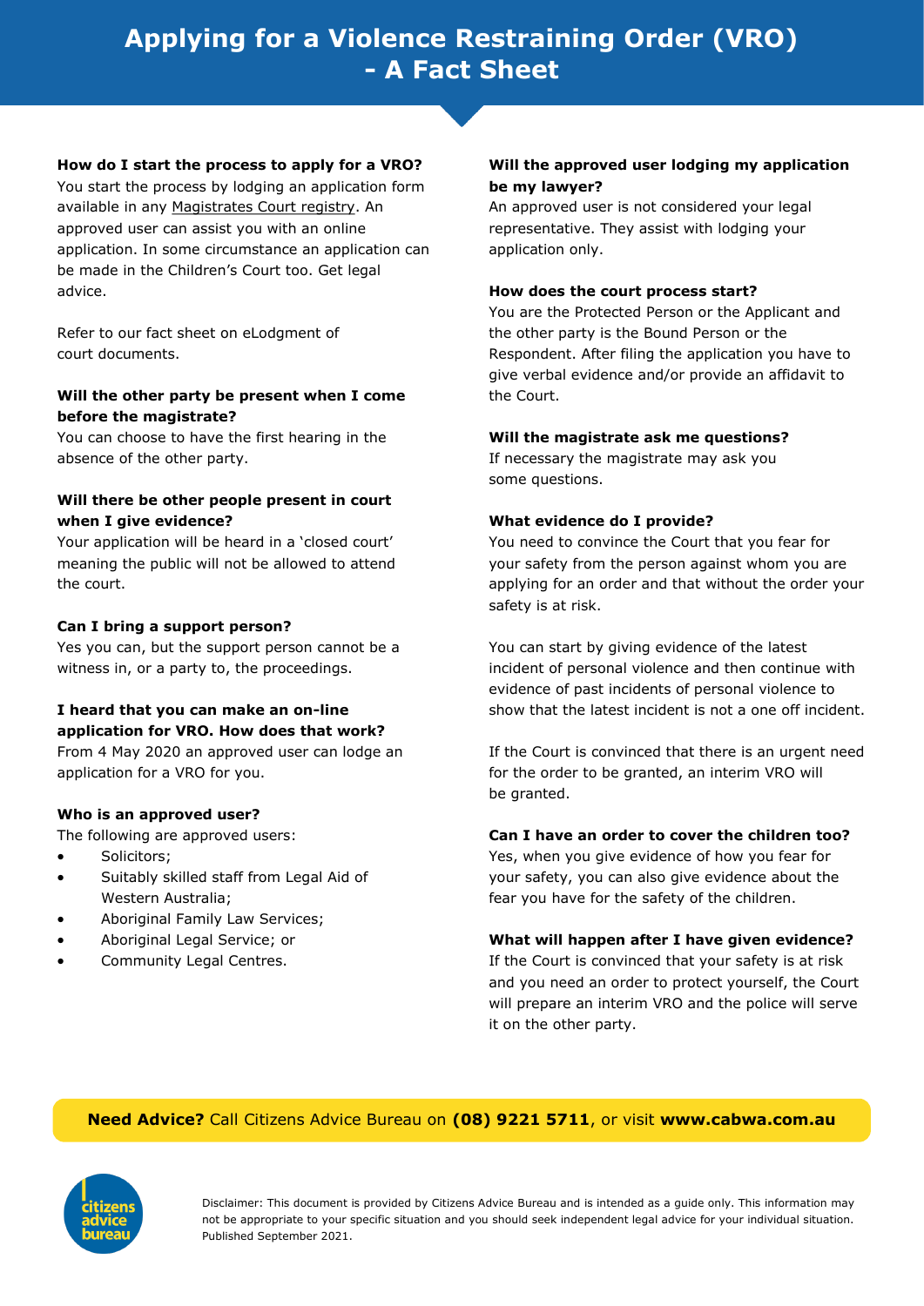# Applying for a Violence Restraining Order (VRO) - A Fact Sheet

**How do I start the process to apply for a VRO?**
You start the process by lodging an application form available in any Magistrates Court registry. An approved user can assist you with an online application. In some circumstance an application can be made in the Children's Court too. Get legal advice.

Refer to our fact sheet on eLodgment of court documents.

**Will the other party be present when I come before the magistrate?**
You can choose to have the first hearing in the absence of the other party.

**Will there be other people present in court when I give evidence?**
Your application will be heard in a 'closed court' meaning the public will not be allowed to attend the court.

**Can I bring a support person?**
Yes you can, but the support person cannot be a witness in, or a party to, the proceedings.

**I heard that you can make an on-line application for VRO. How does that work?**
From 4 May 2020 an approved user can lodge an application for a VRO for you.

**Who is an approved user?**
The following are approved users:

- Solicitors;
- Suitably skilled staff from Legal Aid of Western Australia;
- Aboriginal Family Law Services;
- Aboriginal Legal Service; or
- Community Legal Centres.

**Will the approved user lodging my application be my lawyer?**
An approved user is not considered your legal representative. They assist with lodging your application only.

**How does the court process start?**
You are the Protected Person or the Applicant and the other party is the Bound Person or the Respondent. After filing the application you have to give verbal evidence and/or provide an affidavit to the Court.

**Will the magistrate ask me questions?**
If necessary the magistrate may ask you some questions.

**What evidence do I provide?**
You need to convince the Court that you fear for your safety from the person against whom you are applying for an order and that without the order your safety is at risk.

You can start by giving evidence of the latest incident of personal violence and then continue with evidence of past incidents of personal violence to show that the latest incident is not a one off incident.

If the Court is convinced that there is an urgent need for the order to be granted, an interim VRO will be granted.

**Can I have an order to cover the children too?**
Yes, when you give evidence of how you fear for your safety, you can also give evidence about the fear you have for the safety of the children.

**What will happen after I have given evidence?**
If the Court is convinced that your safety is at risk and you need an order to protect yourself, the Court will prepare an interim VRO and the police will serve it on the other party.

**Need Advice?** Call Citizens Advice Bureau on **(08) 9221 5711**, or visit **www.cabwa.com.au**

Disclaimer: This document is provided by Citizens Advice Bureau and is intended as a guide only. This information may not be appropriate to your specific situation and you should seek independent legal advice for your individual situation. Published September 2021.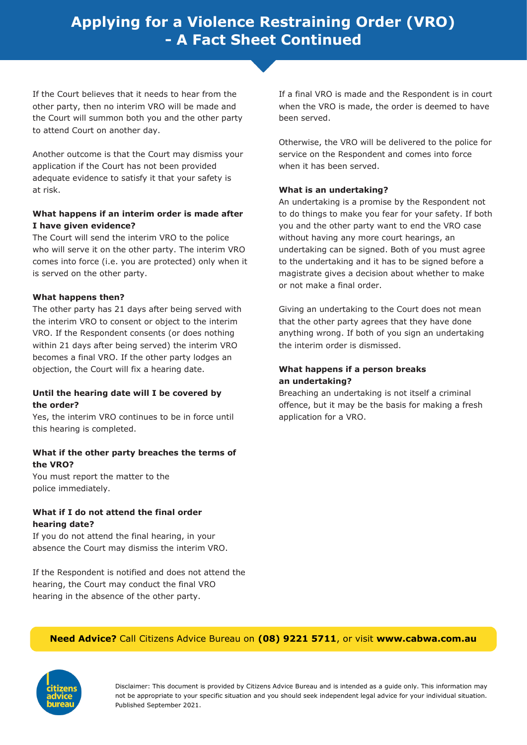# Applying for a Violence Restraining Order (VRO) - A Fact Sheet Continued

If the Court believes that it needs to hear from the other party, then no interim VRO will be made and the Court will summon both you and the other party to attend Court on another day.

Another outcome is that the Court may dismiss your application if the Court has not been provided adequate evidence to satisfy it that your safety is at risk.

**What happens if an interim order is made after I have given evidence?**

The Court will send the interim VRO to the police who will serve it on the other party. The interim VRO comes into force (i.e. you are protected) only when it is served on the other party.

**What happens then?**

The other party has 21 days after being served with the interim VRO to consent or object to the interim VRO. If the Respondent consents (or does nothing within 21 days after being served) the interim VRO becomes a final VRO. If the other party lodges an objection, the Court will fix a hearing date.

**Until the hearing date will I be covered by the order?**

Yes, the interim VRO continues to be in force until this hearing is completed.

**What if the other party breaches the terms of the VRO?**

You must report the matter to the police immediately.

**What if I do not attend the final order hearing date?**

If you do not attend the final hearing, in your absence the Court may dismiss the interim VRO.

If the Respondent is notified and does not attend the hearing, the Court may conduct the final VRO hearing in the absence of the other party.

If a final VRO is made and the Respondent is in court when the VRO is made, the order is deemed to have been served.

Otherwise, the VRO will be delivered to the police for service on the Respondent and comes into force when it has been served.

**What is an undertaking?**

An undertaking is a promise by the Respondent not to do things to make you fear for your safety. If both you and the other party want to end the VRO case without having any more court hearings, an undertaking can be signed. Both of you must agree to the undertaking and it has to be signed before a magistrate gives a decision about whether to make or not make a final order.

Giving an undertaking to the Court does not mean that the other party agrees that they have done anything wrong. If both of you sign an undertaking the interim order is dismissed.

**What happens if a person breaks an undertaking?**

Breaching an undertaking is not itself a criminal offence, but it may be the basis for making a fresh application for a VRO.

**Need Advice?** Call Citizens Advice Bureau on **(08) 9221 5711**, or visit **www.cabwa.com.au**

citizens advice bureau

Disclaimer: This document is provided by Citizens Advice Bureau and is intended as a guide only. This information may not be appropriate to your specific situation and you should seek independent legal advice for your individual situation. Published September 2021.